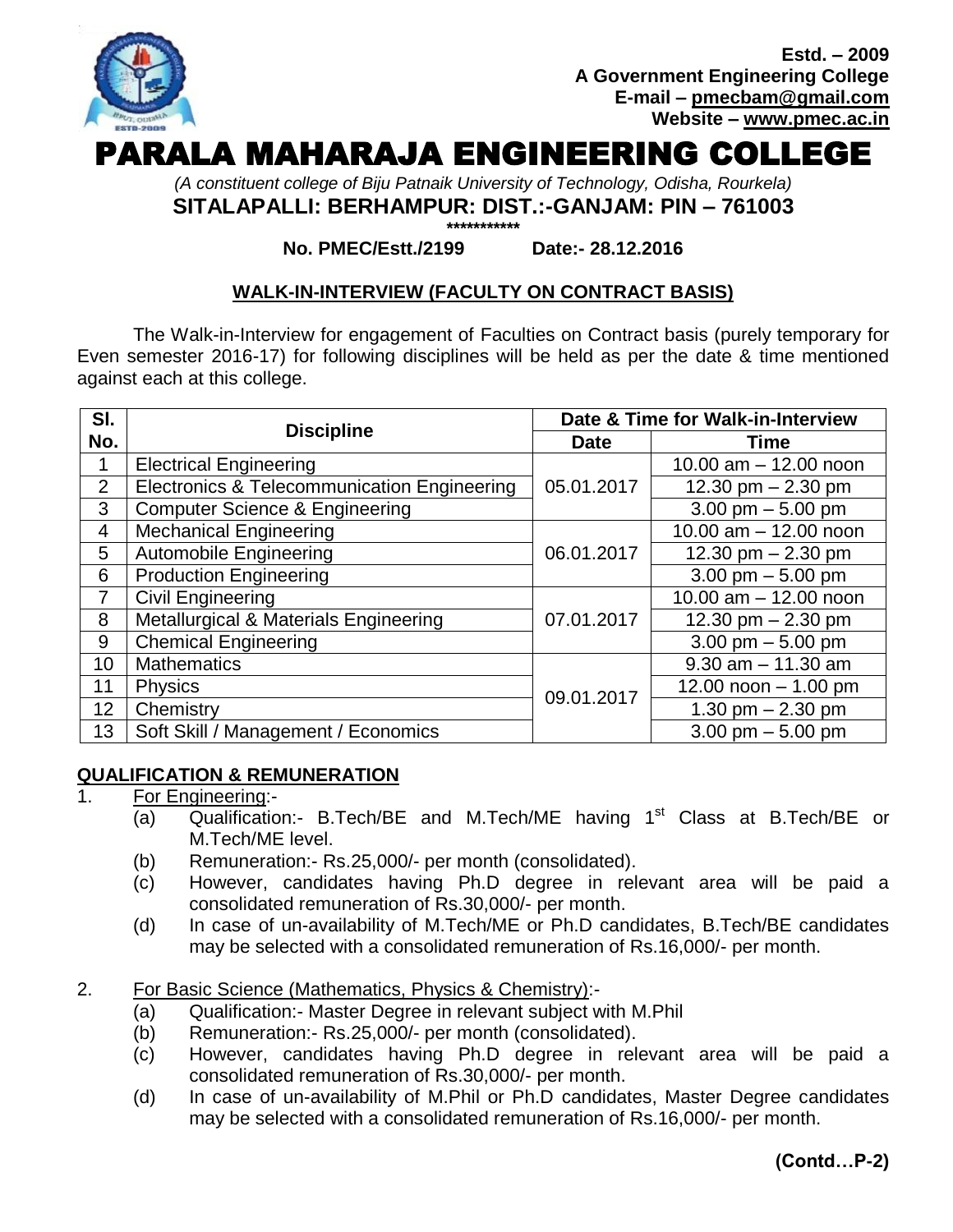**Estd. – 2009**
**A Government Engineering College**
**E-mail – pmecbam@gmail.com**
**Website – www.pmec.ac.in**

# PARALA MAHARAJA ENGINEERING COLLEGE

*(A constituent college of Biju Patnaik University of Technology, Odisha, Rourkela)*

**SITALAPALLI: BERHAMPUR: DIST.:-GANJAM: PIN – 761003**

\*\*\*\*\*\*\*\*\*\*\*

**No. PMEC/Estt./2199 Date:- 28.12.2016**

## WALK-IN-INTERVIEW (FACULTY ON CONTRACT BASIS)

The Walk-in-Interview for engagement of Faculties on Contract basis (purely temporary for Even semester 2016-17) for following disciplines will be held as per the date & time mentioned against each at this college.

| Sl. No. | Discipline | Date & Time for Walk-in-Interview | |
|---|---|---|---|
| | | Date | Time |
| 1 | Electrical Engineering | 05.01.2017 | 10.00 am – 12.00 noon |
| 2 | Electronics & Telecommunication Engineering | 05.01.2017 | 12.30 pm – 2.30 pm |
| 3 | Computer Science & Engineering | 05.01.2017 | 3.00 pm – 5.00 pm |
| 4 | Mechanical Engineering | 06.01.2017 | 10.00 am – 12.00 noon |
| 5 | Automobile Engineering | 06.01.2017 | 12.30 pm – 2.30 pm |
| 6 | Production Engineering | 06.01.2017 | 3.00 pm – 5.00 pm |
| 7 | Civil Engineering | 07.01.2017 | 10.00 am – 12.00 noon |
| 8 | Metallurgical & Materials Engineering | 07.01.2017 | 12.30 pm – 2.30 pm |
| 9 | Chemical Engineering | 07.01.2017 | 3.00 pm – 5.00 pm |
| 10 | Mathematics | 09.01.2017 | 9.30 am – 11.30 am |
| 11 | Physics | 09.01.2017 | 12.00 noon – 1.00 pm |
| 12 | Chemistry | 09.01.2017 | 1.30 pm – 2.30 pm |
| 13 | Soft Skill / Management / Economics | 09.01.2017 | 3.00 pm – 5.00 pm |

### QUALIFICATION & REMUNERATION

1. For Engineering:-
   - (a) Qualification:- B.Tech/BE and M.Tech/ME having 1st Class at B.Tech/BE or M.Tech/ME level.
   - (b) Remuneration:- Rs.25,000/- per month (consolidated).
   - (c) However, candidates having Ph.D degree in relevant area will be paid a consolidated remuneration of Rs.30,000/- per month.
   - (d) In case of un-availability of M.Tech/ME or Ph.D candidates, B.Tech/BE candidates may be selected with a consolidated remuneration of Rs.16,000/- per month.

2. For Basic Science (Mathematics, Physics & Chemistry):-
   - (a) Qualification:- Master Degree in relevant subject with M.Phil
   - (b) Remuneration:- Rs.25,000/- per month (consolidated).
   - (c) However, candidates having Ph.D degree in relevant area will be paid a consolidated remuneration of Rs.30,000/- per month.
   - (d) In case of un-availability of M.Phil or Ph.D candidates, Master Degree candidates may be selected with a consolidated remuneration of Rs.16,000/- per month.

**(Contd…P-2)**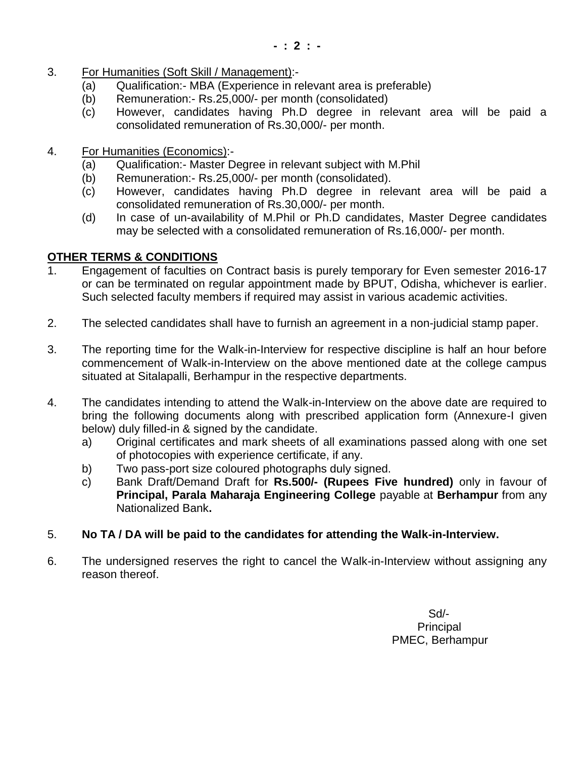3. For Humanities (Soft Skill / Management):-
   - (a) Qualification:- MBA (Experience in relevant area is preferable)
   - (b) Remuneration:- Rs.25,000/- per month (consolidated)
   - (c) However, candidates having Ph.D degree in relevant area will be paid a consolidated remuneration of Rs.30,000/- per month.

4. For Humanities (Economics):-
   - (a) Qualification:- Master Degree in relevant subject with M.Phil
   - (b) Remuneration:- Rs.25,000/- per month (consolidated).
   - (c) However, candidates having Ph.D degree in relevant area will be paid a consolidated remuneration of Rs.30,000/- per month.
   - (d) In case of un-availability of M.Phil or Ph.D candidates, Master Degree candidates may be selected with a consolidated remuneration of Rs.16,000/- per month.

## OTHER TERMS & CONDITIONS

1. Engagement of faculties on Contract basis is purely temporary for Even semester 2016-17 or can be terminated on regular appointment made by BPUT, Odisha, whichever is earlier. Such selected faculty members if required may assist in various academic activities.

2. The selected candidates shall have to furnish an agreement in a non-judicial stamp paper.

3. The reporting time for the Walk-in-Interview for respective discipline is half an hour before commencement of Walk-in-Interview on the above mentioned date at the college campus situated at Sitalapalli, Berhampur in the respective departments.

4. The candidates intending to attend the Walk-in-Interview on the above date are required to bring the following documents along with prescribed application form (Annexure-I given below) duly filled-in & signed by the candidate.
   - a) Original certificates and mark sheets of all examinations passed along with one set of photocopies with experience certificate, if any.
   - b) Two pass-port size coloured photographs duly signed.
   - c) Bank Draft/Demand Draft for **Rs.500/- (Rupees Five hundred)** only in favour of **Principal, Parala Maharaja Engineering College** payable at **Berhampur** from any Nationalized Bank**.**

5. **No TA / DA will be paid to the candidates for attending the Walk-in-Interview.**

6. The undersigned reserves the right to cancel the Walk-in-Interview without assigning any reason thereof.

Sd/-
Principal
PMEC, Berhampur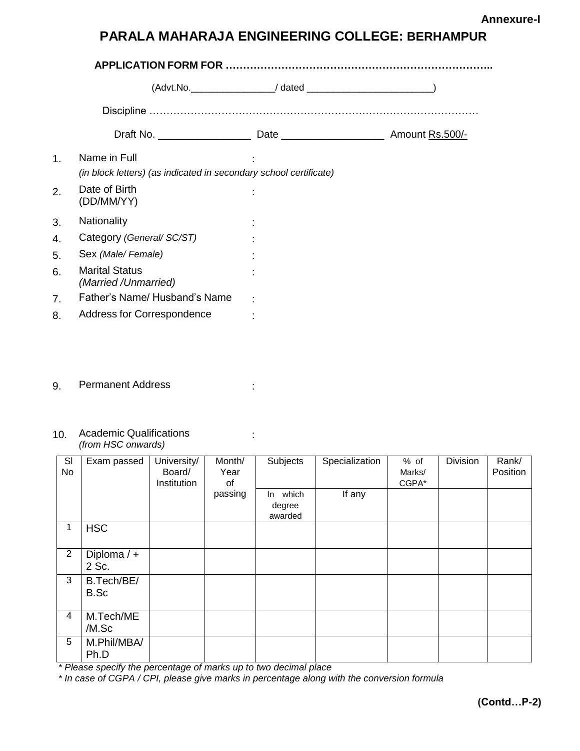**Annexure-I**

# PARALA MAHARAJA ENGINEERING COLLEGE: BERHAMPUR

**APPLICATION FORM FOR …………………………………………………………………..**

(Advt.No.________________/ dated ________________________)

Discipline ………………………………………………………………………………………

Draft No. ________________ Date __________________ Amount Rs.500/-

1. Name in Full :
   *(in block letters) (as indicated in secondary school certificate)*
2. Date of Birth (DD/MM/YY) :
3. Nationality :
4. Category *(General/ SC/ST)* :
5. Sex *(Male/ Female)* :
6. Marital Status *(Married /Unmarried)* :
7. Father's Name/ Husband's Name :
8. Address for Correspondence :

9. Permanent Address :

10. Academic Qualifications :
    *(from HSC onwards)*

| Sl No | Exam passed | University/ Board/ Institution | Month/ Year of passing | Subjects | Specialization | % of Marks/ CGPA* | Division | Rank/ Position |
|---|---|---|---|---|---|---|---|---|
| | | | | In which degree awarded | If any | | | |
| 1 | HSC | | | | | | | |
| 2 | Diploma / + 2 Sc. | | | | | | | |
| 3 | B.Tech/BE/ B.Sc | | | | | | | |
| 4 | M.Tech/ME /M.Sc | | | | | | | |
| 5 | M.Phil/MBA/ Ph.D | | | | | | | |

*\* Please specify the percentage of marks up to two decimal place*

*\* In case of CGPA / CPI, please give marks in percentage along with the conversion formula*

**(Contd…P-2)**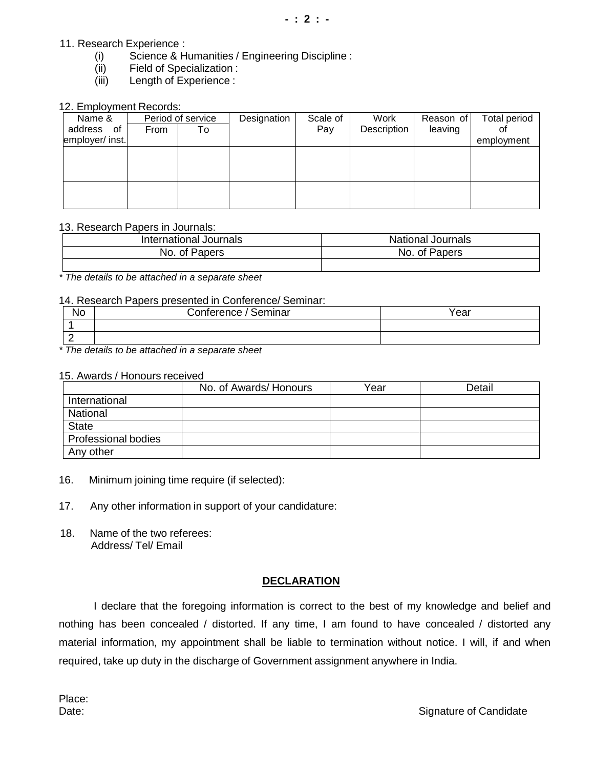11. Research Experience :
    - (i) Science & Humanities / Engineering Discipline :
    - (ii) Field of Specialization :
    - (iii) Length of Experience :

12. Employment Records:

| Name & address of employer/ inst. | Period of service | | Designation | Scale of Pay | Work Description | Reason of leaving | Total period of employment |
|---|---|---|---|---|---|---|---|
| | From | To | | | | | |
| | | | | | | | |
| | | | | | | | |

13. Research Papers in Journals:

| International Journals | National Journals |
|---|---|
| No. of Papers | No. of Papers |
| | |

*\* The details to be attached in a separate sheet*

14. Research Papers presented in Conference/ Seminar:

| No | Conference / Seminar | Year |
|---|---|---|
| 1 | | |
| 2 | | |

*\* The details to be attached in a separate sheet*

15. Awards / Honours received

| | No. of Awards/ Honours | Year | Detail |
|---|---|---|---|
| International | | | |
| National | | | |
| State | | | |
| Professional bodies | | | |
| Any other | | | |

16. Minimum joining time require (if selected):

17. Any other information in support of your candidature:

18. Name of the two referees:
    Address/ Tel/ Email

## DECLARATION

I declare that the foregoing information is correct to the best of my knowledge and belief and nothing has been concealed / distorted. If any time, I am found to have concealed / distorted any material information, my appointment shall be liable to termination without notice. I will, if and when required, take up duty in the discharge of Government assignment anywhere in India.

Place:
Date:

Signature of Candidate